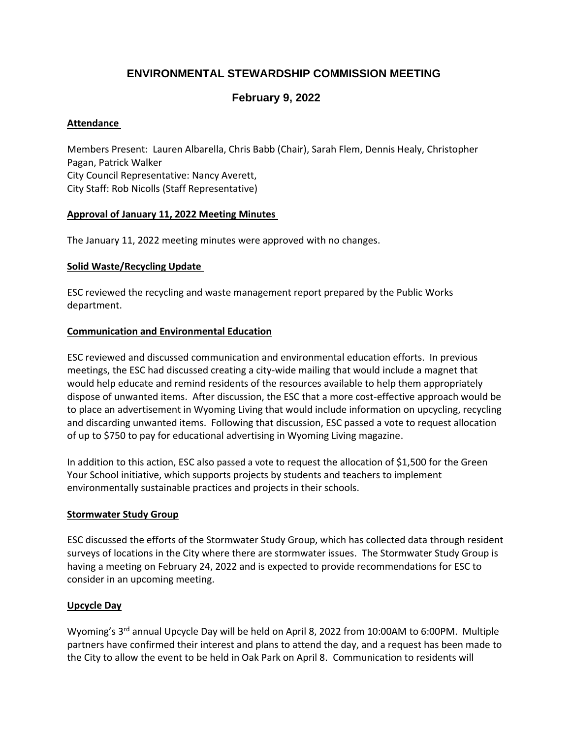# ENVIRONMENTAL STEWARDSHIP COMMISSION MEETING

## February 9, 2022

### Attendance

Members Present: Lauren Albarella, Chris Babb (Chair), Sarah Flem, Dennis Healy, Christopher Pagan, Patrick Walker
City Council Representative: Nancy Averett,
City Staff: Rob Nicolls (Staff Representative)

### Approval of January 11, 2022 Meeting Minutes

The January 11, 2022 meeting minutes were approved with no changes.

### Solid Waste/Recycling Update

ESC reviewed the recycling and waste management report prepared by the Public Works department.

### Communication and Environmental Education

ESC reviewed and discussed communication and environmental education efforts. In previous meetings, the ESC had discussed creating a city-wide mailing that would include a magnet that would help educate and remind residents of the resources available to help them appropriately dispose of unwanted items. After discussion, the ESC that a more cost-effective approach would be to place an advertisement in Wyoming Living that would include information on upcycling, recycling and discarding unwanted items. Following that discussion, ESC passed a vote to request allocation of up to $750 to pay for educational advertising in Wyoming Living magazine.

In addition to this action, ESC also passed a vote to request the allocation of $1,500 for the Green Your School initiative, which supports projects by students and teachers to implement environmentally sustainable practices and projects in their schools.

### Stormwater Study Group

ESC discussed the efforts of the Stormwater Study Group, which has collected data through resident surveys of locations in the City where there are stormwater issues. The Stormwater Study Group is having a meeting on February 24, 2022 and is expected to provide recommendations for ESC to consider in an upcoming meeting.

### Upcycle Day

Wyoming's 3rd annual Upcycle Day will be held on April 8, 2022 from 10:00AM to 6:00PM. Multiple partners have confirmed their interest and plans to attend the day, and a request has been made to the City to allow the event to be held in Oak Park on April 8. Communication to residents will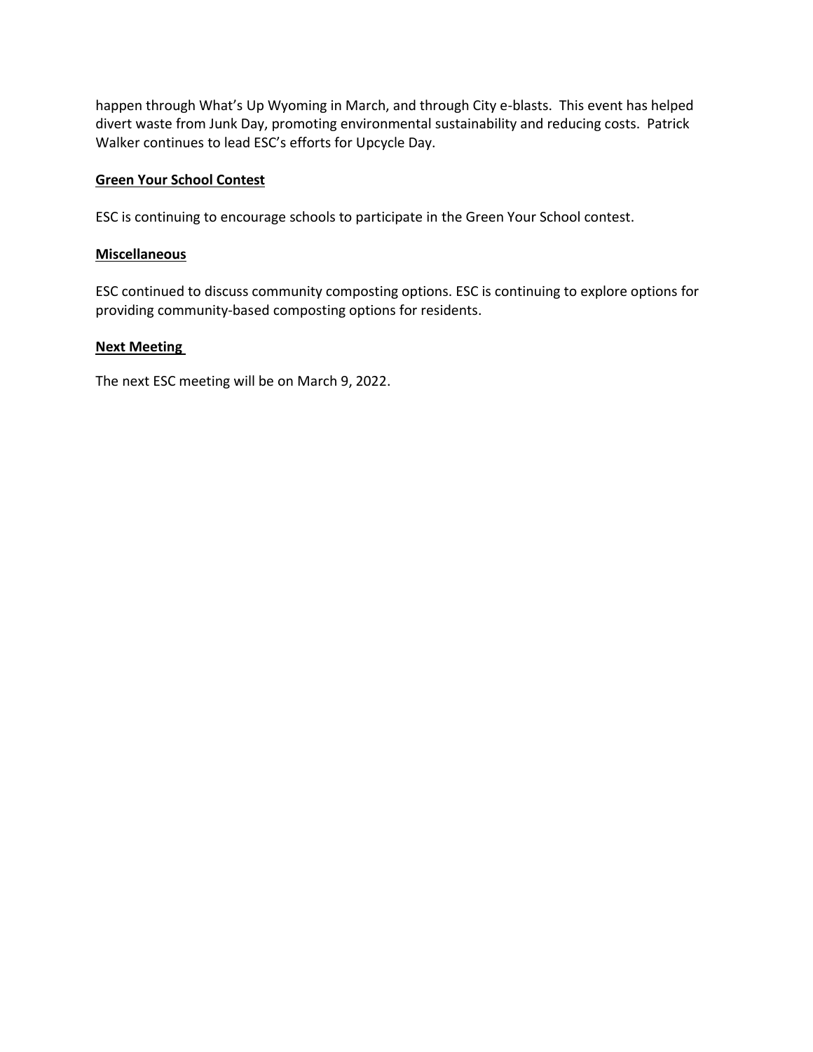happen through What's Up Wyoming in March, and through City e-blasts. This event has helped divert waste from Junk Day, promoting environmental sustainability and reducing costs. Patrick Walker continues to lead ESC's efforts for Upcycle Day.

**Green Your School Contest**

ESC is continuing to encourage schools to participate in the Green Your School contest.

**Miscellaneous**

ESC continued to discuss community composting options. ESC is continuing to explore options for providing community-based composting options for residents.

**Next Meeting**

The next ESC meeting will be on March 9, 2022.